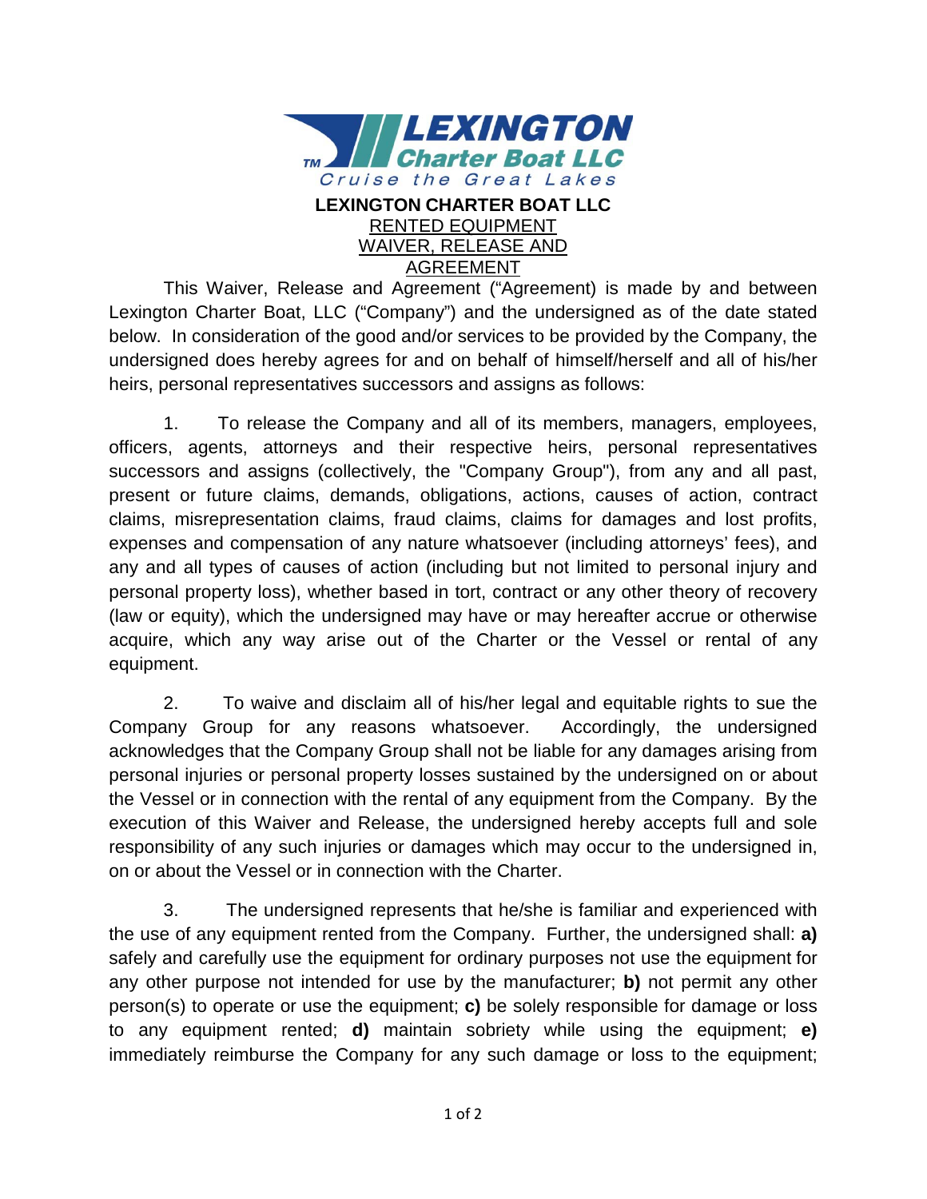**LEXINGTON Charter Boat LLC**
*Cruise the Great Lakes*

# LEXINGTON CHARTER BOAT LLC

## RENTED EQUIPMENT WAIVER, RELEASE AND AGREEMENT

This Waiver, Release and Agreement ("Agreement) is made by and between Lexington Charter Boat, LLC ("Company") and the undersigned as of the date stated below. In consideration of the good and/or services to be provided by the Company, the undersigned does hereby agrees for and on behalf of himself/herself and all of his/her heirs, personal representatives successors and assigns as follows:

1. To release the Company and all of its members, managers, employees, officers, agents, attorneys and their respective heirs, personal representatives successors and assigns (collectively, the "Company Group"), from any and all past, present or future claims, demands, obligations, actions, causes of action, contract claims, misrepresentation claims, fraud claims, claims for damages and lost profits, expenses and compensation of any nature whatsoever (including attorneys' fees), and any and all types of causes of action (including but not limited to personal injury and personal property loss), whether based in tort, contract or any other theory of recovery (law or equity), which the undersigned may have or may hereafter accrue or otherwise acquire, which any way arise out of the Charter or the Vessel or rental of any equipment.

2. To waive and disclaim all of his/her legal and equitable rights to sue the Company Group for any reasons whatsoever. Accordingly, the undersigned acknowledges that the Company Group shall not be liable for any damages arising from personal injuries or personal property losses sustained by the undersigned on or about the Vessel or in connection with the rental of any equipment from the Company. By the execution of this Waiver and Release, the undersigned hereby accepts full and sole responsibility of any such injuries or damages which may occur to the undersigned in, on or about the Vessel or in connection with the Charter.

3. The undersigned represents that he/she is familiar and experienced with the use of any equipment rented from the Company. Further, the undersigned shall: **a)** safely and carefully use the equipment for ordinary purposes not use the equipment for any other purpose not intended for use by the manufacturer; **b)** not permit any other person(s) to operate or use the equipment; **c)** be solely responsible for damage or loss to any equipment rented; **d)** maintain sobriety while using the equipment; **e)** immediately reimburse the Company for any such damage or loss to the equipment;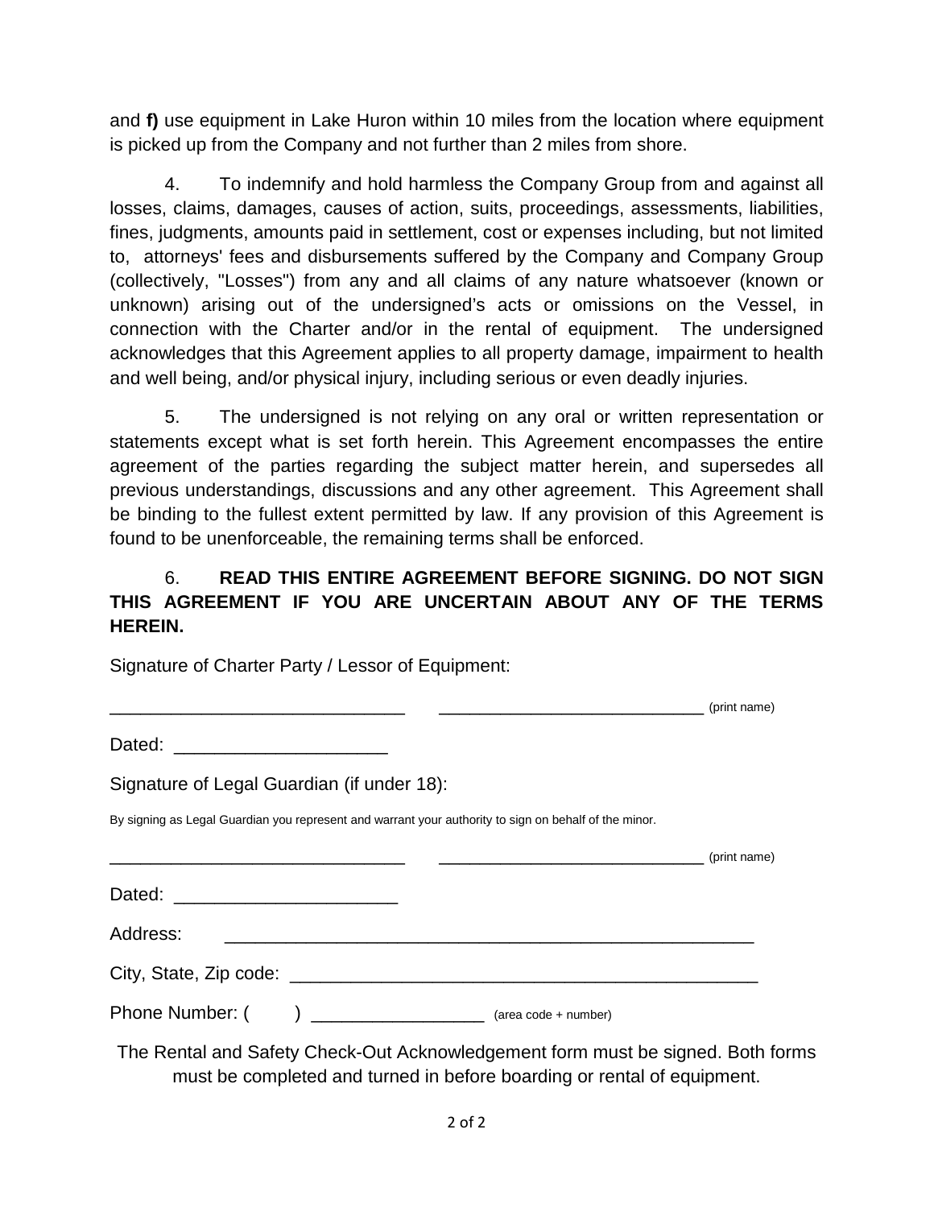and **f)** use equipment in Lake Huron within 10 miles from the location where equipment is picked up from the Company and not further than 2 miles from shore.

4. To indemnify and hold harmless the Company Group from and against all losses, claims, damages, causes of action, suits, proceedings, assessments, liabilities, fines, judgments, amounts paid in settlement, cost or expenses including, but not limited to, attorneys' fees and disbursements suffered by the Company and Company Group (collectively, "Losses") from any and all claims of any nature whatsoever (known or unknown) arising out of the undersigned's acts or omissions on the Vessel, in connection with the Charter and/or in the rental of equipment. The undersigned acknowledges that this Agreement applies to all property damage, impairment to health and well being, and/or physical injury, including serious or even deadly injuries.

5. The undersigned is not relying on any oral or written representation or statements except what is set forth herein. This Agreement encompasses the entire agreement of the parties regarding the subject matter herein, and supersedes all previous understandings, discussions and any other agreement. This Agreement shall be binding to the fullest extent permitted by law. If any provision of this Agreement is found to be unenforceable, the remaining terms shall be enforced.

6. **READ THIS ENTIRE AGREEMENT BEFORE SIGNING. DO NOT SIGN THIS AGREEMENT IF YOU ARE UNCERTAIN ABOUT ANY OF THE TERMS HEREIN.**

Signature of Charter Party / Lessor of Equipment:

______________________________ ____________________________ (print name)

Dated: _____________________

Signature of Legal Guardian (if under 18):

By signing as Legal Guardian you represent and warrant your authority to sign on behalf of the minor.

______________________________ ____________________________ (print name)

Dated: ______________________

Address: ______________________________________________________

City, State, Zip code: ________________________________________________

Phone Number: ( ) _________________ (area code + number)

The Rental and Safety Check-Out Acknowledgement form must be signed. Both forms must be completed and turned in before boarding or rental of equipment.